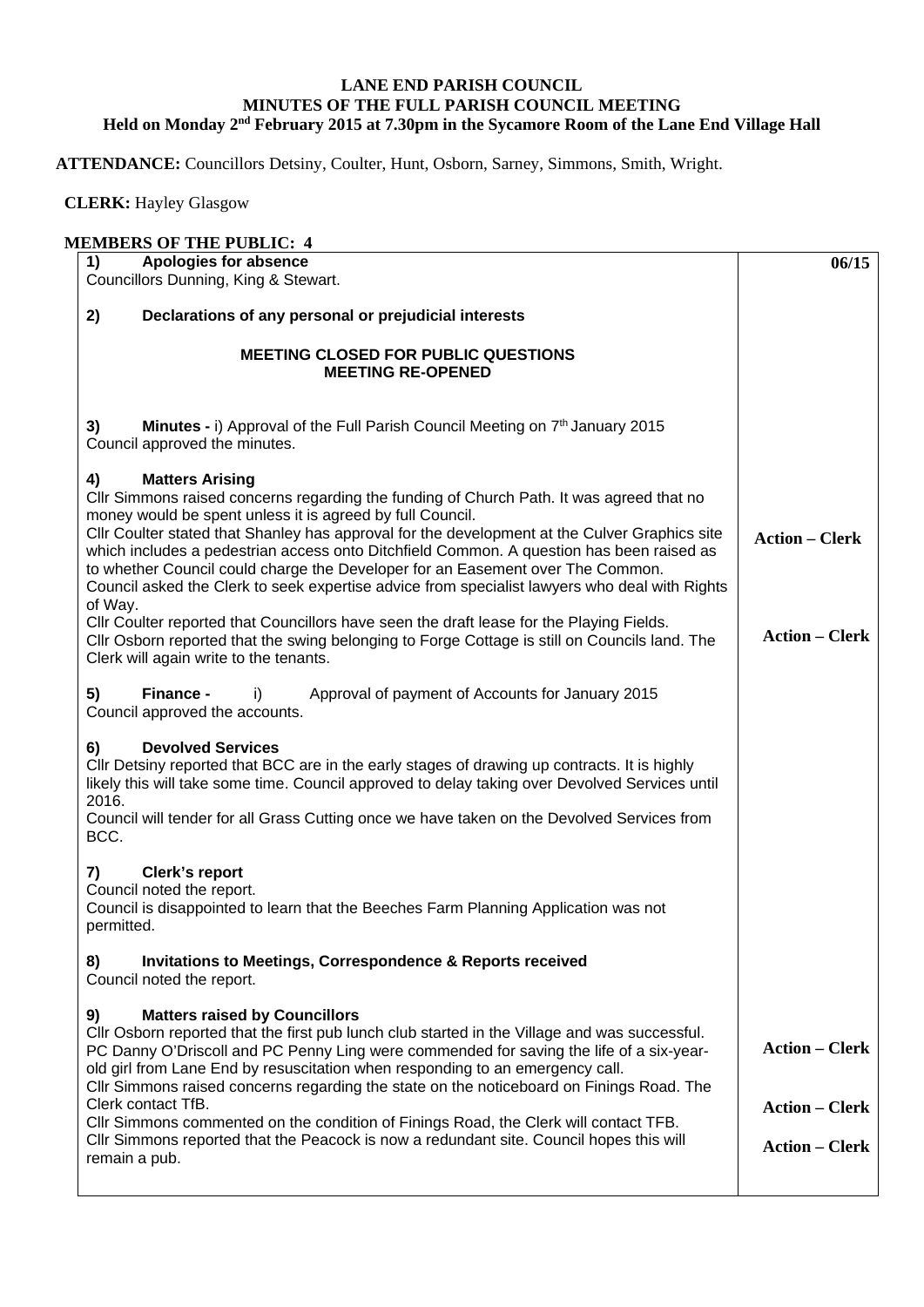# LANE END PARISH COUNCIL
## MINUTES OF THE FULL PARISH COUNCIL MEETING
### Held on Monday 2nd February 2015 at 7.30pm in the Sycamore Room of the Lane End Village Hall

**ATTENDANCE:** Councillors Detsiny, Coulter, Hunt, Osborn, Sarney, Simmons, Smith, Wright.

**CLERK:** Hayley Glasgow

**MEMBERS OF THE PUBLIC: 4**

| | **06/15** |
|---|---|
| **1) Apologies for absence**<br>Councillors Dunning, King & Stewart. | |
| **2) Declarations of any personal or prejudicial interests** | |
| **MEETING CLOSED FOR PUBLIC QUESTIONS**<br>**MEETING RE-OPENED** | |
| **3) Minutes -** i) Approval of the Full Parish Council Meeting on 7th January 2015<br>Council approved the minutes. | |
| **4) Matters Arising**<br>Cllr Simmons raised concerns regarding the funding of Church Path. It was agreed that no money would be spent unless it is agreed by full Council.<br>Cllr Coulter stated that Shanley has approval for the development at the Culver Graphics site which includes a pedestrian access onto Ditchfield Common. A question has been raised as to whether Council could charge the Developer for an Easement over The Common. Council asked the Clerk to seek expertise advice from specialist lawyers who deal with Rights of Way. | **Action – Clerk** |
| Cllr Coulter reported that Councillors have seen the draft lease for the Playing Fields.<br>Cllr Osborn reported that the swing belonging to Forge Cottage is still on Councils land. The Clerk will again write to the tenants. | **Action – Clerk** |
| **5) Finance -** i) Approval of payment of Accounts for January 2015<br>Council approved the accounts. | |
| **6) Devolved Services**<br>Cllr Detsiny reported that BCC are in the early stages of drawing up contracts. It is highly likely this will take some time. Council approved to delay taking over Devolved Services until 2016.<br>Council will tender for all Grass Cutting once we have taken on the Devolved Services from BCC. | |
| **7) Clerk's report**<br>Council noted the report.<br>Council is disappointed to learn that the Beeches Farm Planning Application was not permitted. | |
| **8) Invitations to Meetings, Correspondence & Reports received**<br>Council noted the report. | |
| **9) Matters raised by Councillors**<br>Cllr Osborn reported that the first pub lunch club started in the Village and was successful.<br>PC Danny O'Driscoll and PC Penny Ling were commended for saving the life of a six-year-old girl from Lane End by resuscitation when responding to an emergency call. | **Action – Clerk** |
| Cllr Simmons raised concerns regarding the state on the noticeboard on Finings Road. The Clerk contact TfB. | **Action – Clerk** |
| Cllr Simmons commented on the condition of Finings Road, the Clerk will contact TFB.<br>Cllr Simmons reported that the Peacock is now a redundant site. Council hopes this will remain a pub. | **Action – Clerk** |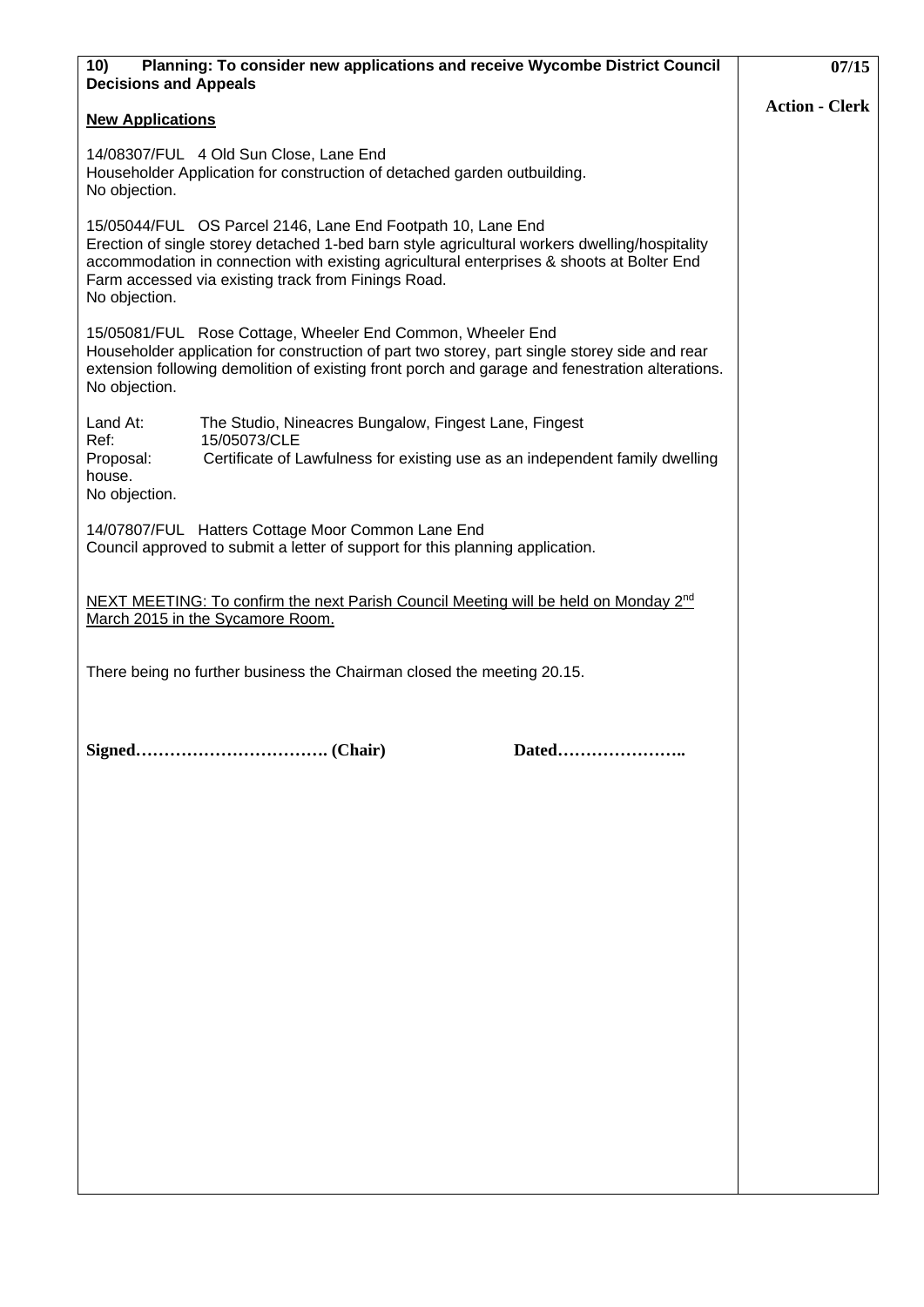**10) Planning: To consider new applications and receive Wycombe District Council Decisions and Appeals**

**07/15**

**Action - Clerk**

**New Applications**

14/08307/FUL 4 Old Sun Close, Lane End
Householder Application for construction of detached garden outbuilding.
No objection.

15/05044/FUL OS Parcel 2146, Lane End Footpath 10, Lane End
Erection of single storey detached 1-bed barn style agricultural workers dwelling/hospitality accommodation in connection with existing agricultural enterprises & shoots at Bolter End Farm accessed via existing track from Finings Road.
No objection.

15/05081/FUL Rose Cottage, Wheeler End Common, Wheeler End
Householder application for construction of part two storey, part single storey side and rear extension following demolition of existing front porch and garage and fenestration alterations.
No objection.

Land At: The Studio, Nineacres Bungalow, Fingest Lane, Fingest
Ref: 15/05073/CLE
Proposal: Certificate of Lawfulness for existing use as an independent family dwelling house.
No objection.

14/07807/FUL Hatters Cottage Moor Common Lane End
Council approved to submit a letter of support for this planning application.

NEXT MEETING: To confirm the next Parish Council Meeting will be held on Monday 2nd March 2015 in the Sycamore Room.

There being no further business the Chairman closed the meeting 20.15.

**Signed……………………………. (Chair)** **Dated…………………..**